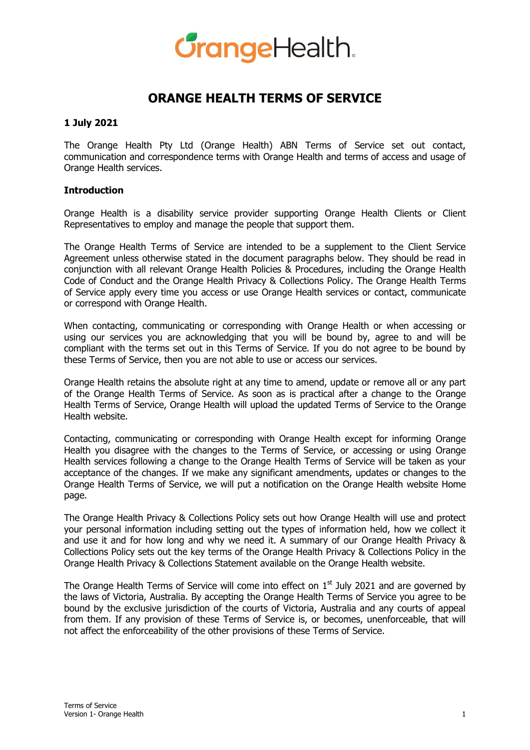# ORANGE HEALTH TERMS OF SERVICE

**1 July 2021**

The Orange Health Pty Ltd (Orange Health) ABN Terms of Service set out contact, communication and correspondence terms with Orange Health and terms of access and usage of Orange Health services.

**Introduction**

Orange Health is a disability service provider supporting Orange Health Clients or Client Representatives to employ and manage the people that support them.

The Orange Health Terms of Service are intended to be a supplement to the Client Service Agreement unless otherwise stated in the document paragraphs below. They should be read in conjunction with all relevant Orange Health Policies & Procedures, including the Orange Health Code of Conduct and the Orange Health Privacy & Collections Policy. The Orange Health Terms of Service apply every time you access or use Orange Health services or contact, communicate or correspond with Orange Health.

When contacting, communicating or corresponding with Orange Health or when accessing or using our services you are acknowledging that you will be bound by, agree to and will be compliant with the terms set out in this Terms of Service. If you do not agree to be bound by these Terms of Service, then you are not able to use or access our services.

Orange Health retains the absolute right at any time to amend, update or remove all or any part of the Orange Health Terms of Service. As soon as is practical after a change to the Orange Health Terms of Service, Orange Health will upload the updated Terms of Service to the Orange Health website.

Contacting, communicating or corresponding with Orange Health except for informing Orange Health you disagree with the changes to the Terms of Service, or accessing or using Orange Health services following a change to the Orange Health Terms of Service will be taken as your acceptance of the changes. If we make any significant amendments, updates or changes to the Orange Health Terms of Service, we will put a notification on the Orange Health website Home page.

The Orange Health Privacy & Collections Policy sets out how Orange Health will use and protect your personal information including setting out the types of information held, how we collect it and use it and for how long and why we need it. A summary of our Orange Health Privacy & Collections Policy sets out the key terms of the Orange Health Privacy & Collections Policy in the Orange Health Privacy & Collections Statement available on the Orange Health website.

The Orange Health Terms of Service will come into effect on 1st July 2021 and are governed by the laws of Victoria, Australia. By accepting the Orange Health Terms of Service you agree to be bound by the exclusive jurisdiction of the courts of Victoria, Australia and any courts of appeal from them. If any provision of these Terms of Service is, or becomes, unenforceable, that will not affect the enforceability of the other provisions of these Terms of Service.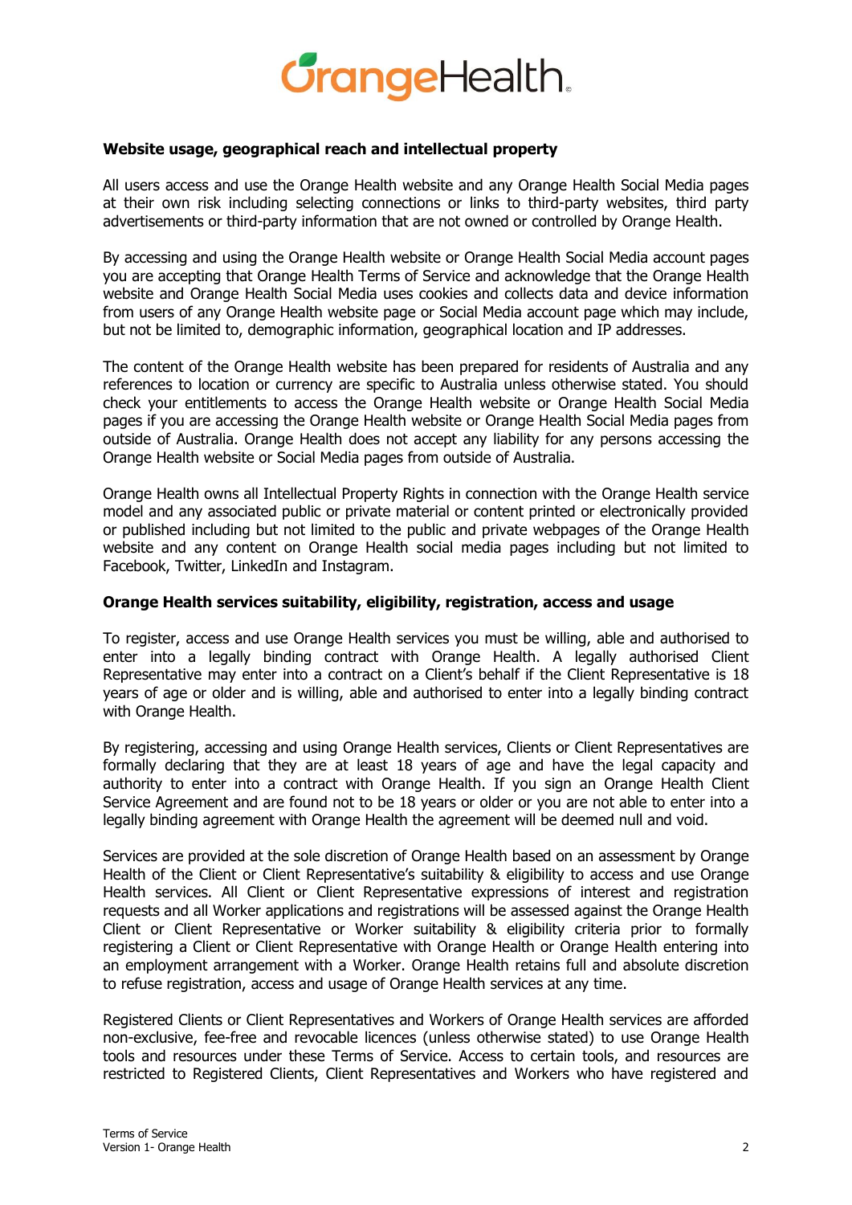**Website usage, geographical reach and intellectual property**

All users access and use the Orange Health website and any Orange Health Social Media pages at their own risk including selecting connections or links to third-party websites, third party advertisements or third-party information that are not owned or controlled by Orange Health.

By accessing and using the Orange Health website or Orange Health Social Media account pages you are accepting that Orange Health Terms of Service and acknowledge that the Orange Health website and Orange Health Social Media uses cookies and collects data and device information from users of any Orange Health website page or Social Media account page which may include, but not be limited to, demographic information, geographical location and IP addresses.

The content of the Orange Health website has been prepared for residents of Australia and any references to location or currency are specific to Australia unless otherwise stated. You should check your entitlements to access the Orange Health website or Orange Health Social Media pages if you are accessing the Orange Health website or Orange Health Social Media pages from outside of Australia. Orange Health does not accept any liability for any persons accessing the Orange Health website or Social Media pages from outside of Australia.

Orange Health owns all Intellectual Property Rights in connection with the Orange Health service model and any associated public or private material or content printed or electronically provided or published including but not limited to the public and private webpages of the Orange Health website and any content on Orange Health social media pages including but not limited to Facebook, Twitter, LinkedIn and Instagram.

**Orange Health services suitability, eligibility, registration, access and usage**

To register, access and use Orange Health services you must be willing, able and authorised to enter into a legally binding contract with Orange Health. A legally authorised Client Representative may enter into a contract on a Client's behalf if the Client Representative is 18 years of age or older and is willing, able and authorised to enter into a legally binding contract with Orange Health.

By registering, accessing and using Orange Health services, Clients or Client Representatives are formally declaring that they are at least 18 years of age and have the legal capacity and authority to enter into a contract with Orange Health. If you sign an Orange Health Client Service Agreement and are found not to be 18 years or older or you are not able to enter into a legally binding agreement with Orange Health the agreement will be deemed null and void.

Services are provided at the sole discretion of Orange Health based on an assessment by Orange Health of the Client or Client Representative's suitability & eligibility to access and use Orange Health services. All Client or Client Representative expressions of interest and registration requests and all Worker applications and registrations will be assessed against the Orange Health Client or Client Representative or Worker suitability & eligibility criteria prior to formally registering a Client or Client Representative with Orange Health or Orange Health entering into an employment arrangement with a Worker. Orange Health retains full and absolute discretion to refuse registration, access and usage of Orange Health services at any time.

Registered Clients or Client Representatives and Workers of Orange Health services are afforded non-exclusive, fee-free and revocable licences (unless otherwise stated) to use Orange Health tools and resources under these Terms of Service. Access to certain tools, and resources are restricted to Registered Clients, Client Representatives and Workers who have registered and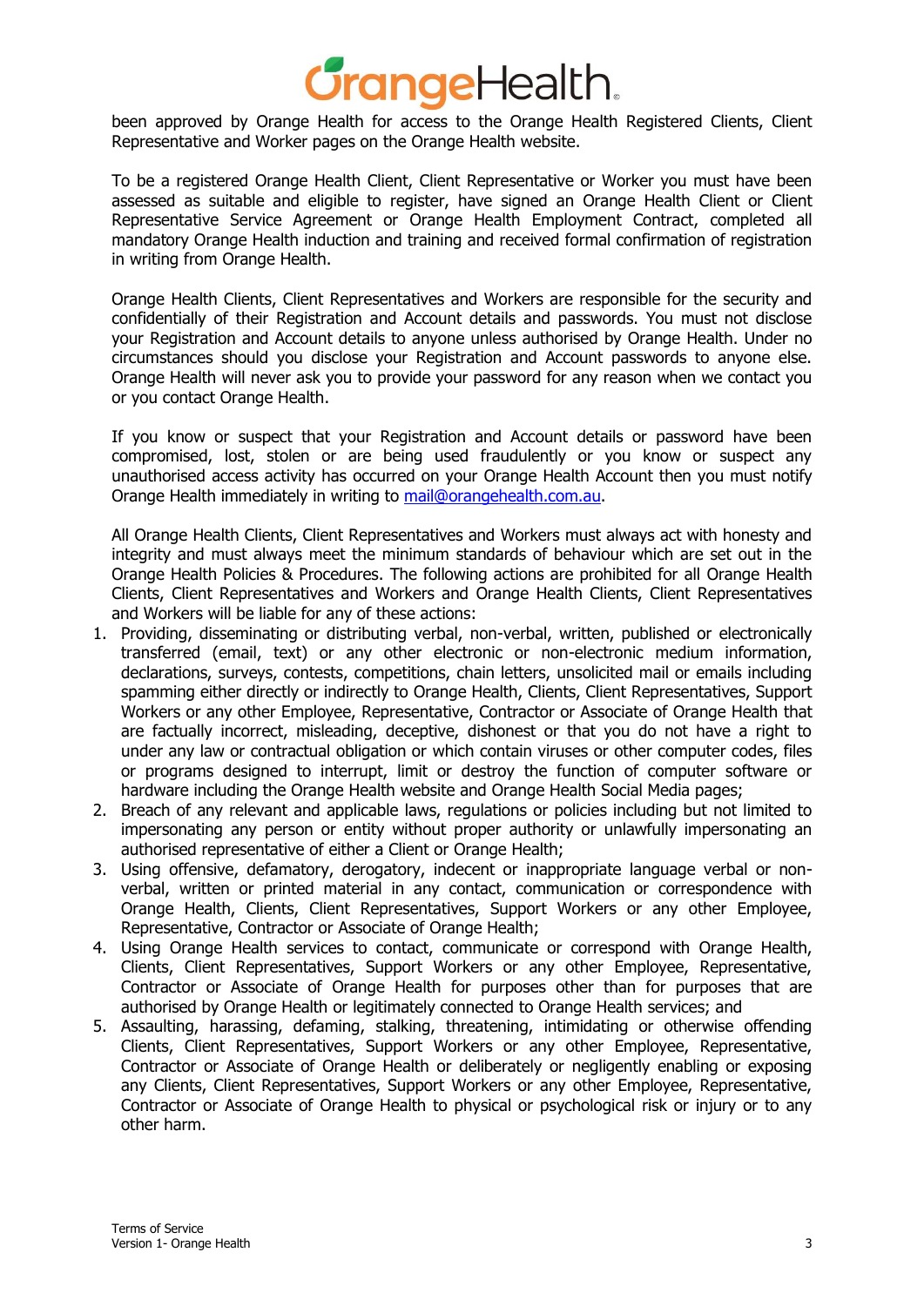been approved by Orange Health for access to the Orange Health Registered Clients, Client Representative and Worker pages on the Orange Health website.

To be a registered Orange Health Client, Client Representative or Worker you must have been assessed as suitable and eligible to register, have signed an Orange Health Client or Client Representative Service Agreement or Orange Health Employment Contract, completed all mandatory Orange Health induction and training and received formal confirmation of registration in writing from Orange Health.

Orange Health Clients, Client Representatives and Workers are responsible for the security and confidentially of their Registration and Account details and passwords. You must not disclose your Registration and Account details to anyone unless authorised by Orange Health. Under no circumstances should you disclose your Registration and Account passwords to anyone else. Orange Health will never ask you to provide your password for any reason when we contact you or you contact Orange Health.

If you know or suspect that your Registration and Account details or password have been compromised, lost, stolen or are being used fraudulently or you know or suspect any unauthorised access activity has occurred on your Orange Health Account then you must notify Orange Health immediately in writing to mail@orangehealth.com.au.

All Orange Health Clients, Client Representatives and Workers must always act with honesty and integrity and must always meet the minimum standards of behaviour which are set out in the Orange Health Policies & Procedures. The following actions are prohibited for all Orange Health Clients, Client Representatives and Workers and Orange Health Clients, Client Representatives and Workers will be liable for any of these actions:

1. Providing, disseminating or distributing verbal, non-verbal, written, published or electronically transferred (email, text) or any other electronic or non-electronic medium information, declarations, surveys, contests, competitions, chain letters, unsolicited mail or emails including spamming either directly or indirectly to Orange Health, Clients, Client Representatives, Support Workers or any other Employee, Representative, Contractor or Associate of Orange Health that are factually incorrect, misleading, deceptive, dishonest or that you do not have a right to under any law or contractual obligation or which contain viruses or other computer codes, files or programs designed to interrupt, limit or destroy the function of computer software or hardware including the Orange Health website and Orange Health Social Media pages;
2. Breach of any relevant and applicable laws, regulations or policies including but not limited to impersonating any person or entity without proper authority or unlawfully impersonating an authorised representative of either a Client or Orange Health;
3. Using offensive, defamatory, derogatory, indecent or inappropriate language verbal or non-verbal, written or printed material in any contact, communication or correspondence with Orange Health, Clients, Client Representatives, Support Workers or any other Employee, Representative, Contractor or Associate of Orange Health;
4. Using Orange Health services to contact, communicate or correspond with Orange Health, Clients, Client Representatives, Support Workers or any other Employee, Representative, Contractor or Associate of Orange Health for purposes other than for purposes that are authorised by Orange Health or legitimately connected to Orange Health services; and
5. Assaulting, harassing, defaming, stalking, threatening, intimidating or otherwise offending Clients, Client Representatives, Support Workers or any other Employee, Representative, Contractor or Associate of Orange Health or deliberately or negligently enabling or exposing any Clients, Client Representatives, Support Workers or any other Employee, Representative, Contractor or Associate of Orange Health to physical or psychological risk or injury or to any other harm.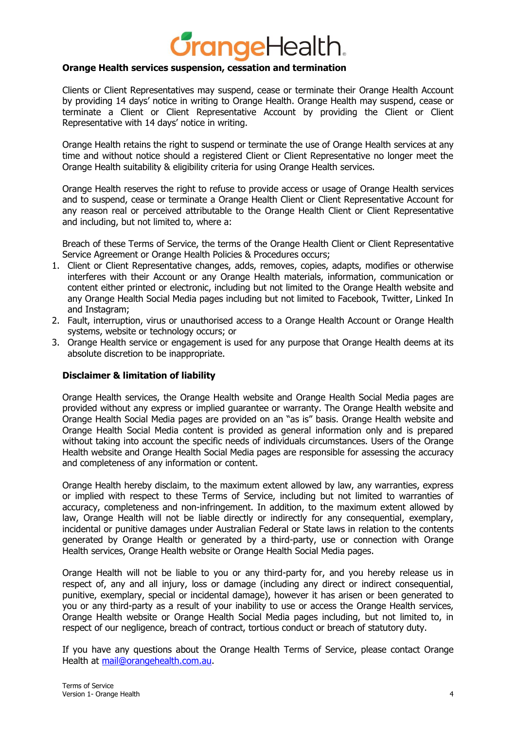**Orange Health services suspension, cessation and termination**

Clients or Client Representatives may suspend, cease or terminate their Orange Health Account by providing 14 days' notice in writing to Orange Health. Orange Health may suspend, cease or terminate a Client or Client Representative Account by providing the Client or Client Representative with 14 days' notice in writing.

Orange Health retains the right to suspend or terminate the use of Orange Health services at any time and without notice should a registered Client or Client Representative no longer meet the Orange Health suitability & eligibility criteria for using Orange Health services.

Orange Health reserves the right to refuse to provide access or usage of Orange Health services and to suspend, cease or terminate a Orange Health Client or Client Representative Account for any reason real or perceived attributable to the Orange Health Client or Client Representative and including, but not limited to, where a:

Breach of these Terms of Service, the terms of the Orange Health Client or Client Representative Service Agreement or Orange Health Policies & Procedures occurs;

1. Client or Client Representative changes, adds, removes, copies, adapts, modifies or otherwise interferes with their Account or any Orange Health materials, information, communication or content either printed or electronic, including but not limited to the Orange Health website and any Orange Health Social Media pages including but not limited to Facebook, Twitter, Linked In and Instagram;
2. Fault, interruption, virus or unauthorised access to a Orange Health Account or Orange Health systems, website or technology occurs; or
3. Orange Health service or engagement is used for any purpose that Orange Health deems at its absolute discretion to be inappropriate.

**Disclaimer & limitation of liability**

Orange Health services, the Orange Health website and Orange Health Social Media pages are provided without any express or implied guarantee or warranty. The Orange Health website and Orange Health Social Media pages are provided on an "as is" basis. Orange Health website and Orange Health Social Media content is provided as general information only and is prepared without taking into account the specific needs of individuals circumstances. Users of the Orange Health website and Orange Health Social Media pages are responsible for assessing the accuracy and completeness of any information or content.

Orange Health hereby disclaim, to the maximum extent allowed by law, any warranties, express or implied with respect to these Terms of Service, including but not limited to warranties of accuracy, completeness and non-infringement. In addition, to the maximum extent allowed by law, Orange Health will not be liable directly or indirectly for any consequential, exemplary, incidental or punitive damages under Australian Federal or State laws in relation to the contents generated by Orange Health or generated by a third-party, use or connection with Orange Health services, Orange Health website or Orange Health Social Media pages.

Orange Health will not be liable to you or any third-party for, and you hereby release us in respect of, any and all injury, loss or damage (including any direct or indirect consequential, punitive, exemplary, special or incidental damage), however it has arisen or been generated to you or any third-party as a result of your inability to use or access the Orange Health services, Orange Health website or Orange Health Social Media pages including, but not limited to, in respect of our negligence, breach of contract, tortious conduct or breach of statutory duty.

If you have any questions about the Orange Health Terms of Service, please contact Orange Health at mail@orangehealth.com.au.